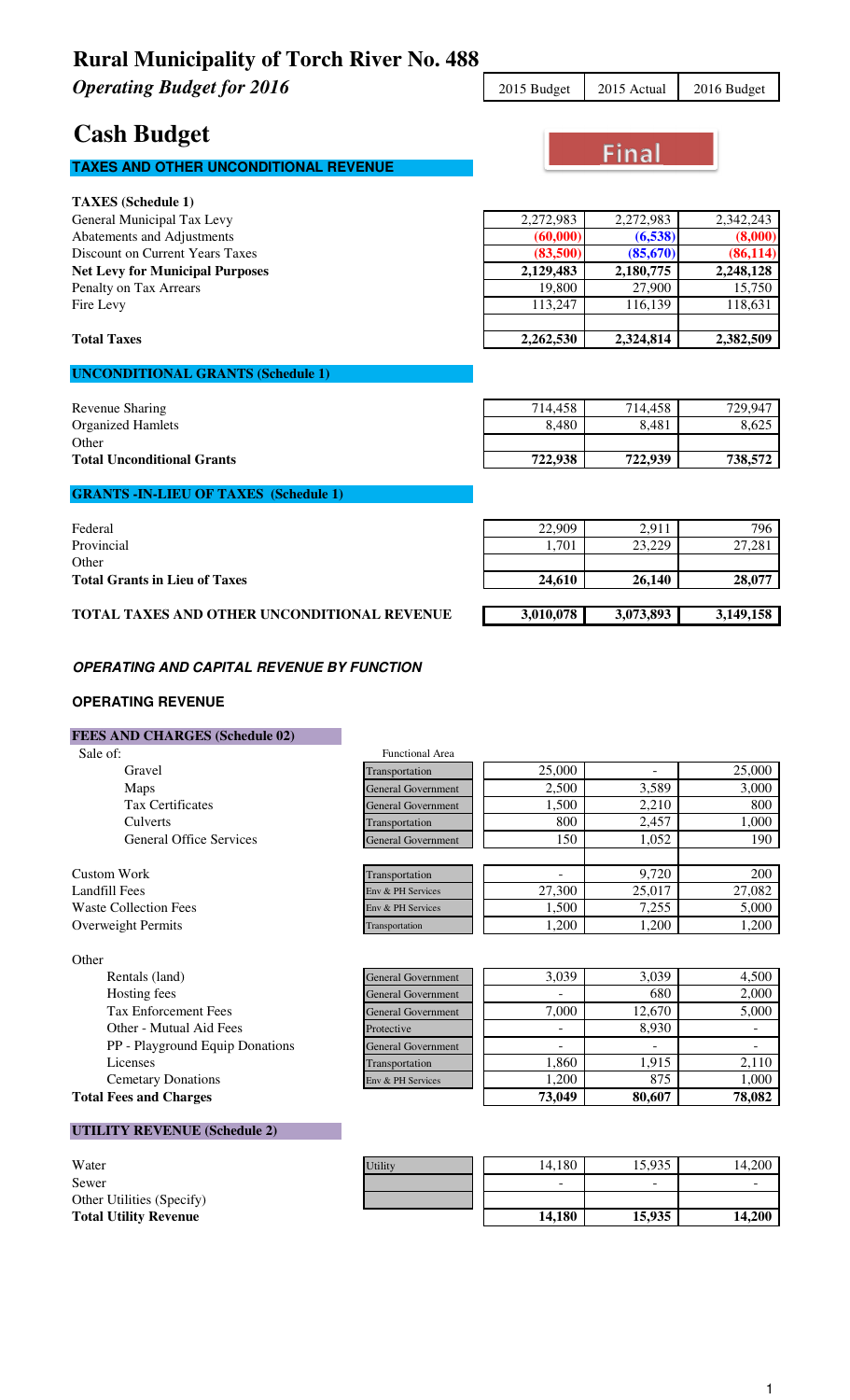# Rural Municipality of Torch River No. 488

***Operating Budget for 2016***

## Cash Budget

Final

### TAXES AND OTHER UNCONDITIONAL REVENUE

| | 2015 Budget | 2015 Actual | 2016 Budget |
|---|---|---|---|
| **TAXES (Schedule 1)** | | | |
| General Municipal Tax Levy | 2,272,983 | 2,272,983 | 2,342,243 |
| Abatements and Adjustments | **(60,000)** | **(6,538)** | **(8,000)** |
| Discount on Current Years Taxes | **(83,500)** | **(85,670)** | **(86,114)** |
| **Net Levy for Municipal Purposes** | **2,129,483** | **2,180,775** | **2,248,128** |
| Penalty on Tax Arrears | 19,800 | 27,900 | 15,750 |
| Fire Levy | 113,247 | 116,139 | 118,631 |
| | | | |
| **Total Taxes** | **2,262,530** | **2,324,814** | **2,382,509** |

### UNCONDITIONAL GRANTS (Schedule 1)

| | 2015 Budget | 2015 Actual | 2016 Budget |
|---|---|---|---|
| Revenue Sharing | 714,458 | 714,458 | 729,947 |
| Organized Hamlets | 8,480 | 8,481 | 8,625 |
| Other | | | |
| **Total Unconditional Grants** | **722,938** | **722,939** | **738,572** |

### GRANTS -IN-LIEU OF TAXES (Schedule 1)

| | 2015 Budget | 2015 Actual | 2016 Budget |
|---|---|---|---|
| Federal | 22,909 | 2,911 | 796 |
| Provincial | 1,701 | 23,229 | 27,281 |
| Other | | | |
| **Total Grants in Lieu of Taxes** | **24,610** | **26,140** | **28,077** |
| | | | |
| **TOTAL TAXES AND OTHER UNCONDITIONAL REVENUE** | **3,010,078** | **3,073,893** | **3,149,158** |

### *OPERATING AND CAPITAL REVENUE BY FUNCTION*

### OPERATING REVENUE

#### FEES AND CHARGES (Schedule 02)

| | Functional Area | 2015 Budget | 2015 Actual | 2016 Budget |
|---|---|---|---|---|
| Sale of: | | | | |
| Gravel | Transportation | 25,000 | - | 25,000 |
| Maps | General Government | 2,500 | 3,589 | 3,000 |
| Tax Certificates | General Government | 1,500 | 2,210 | 800 |
| Culverts | Transportation | 800 | 2,457 | 1,000 |
| General Office Services | General Government | 150 | 1,052 | 190 |
| | | | | |
| Custom Work | Transportation | - | 9,720 | 200 |
| Landfill Fees | Env & PH Services | 27,300 | 25,017 | 27,082 |
| Waste Collection Fees | Env & PH Services | 1,500 | 7,255 | 5,000 |
| Overweight Permits | Transportation | 1,200 | 1,200 | 1,200 |
| | | | | |
| Other | | | | |
| Rentals (land) | General Government | 3,039 | 3,039 | 4,500 |
| Hosting fees | General Government | - | 680 | 2,000 |
| Tax Enforcement Fees | General Government | 7,000 | 12,670 | 5,000 |
| Other - Mutual Aid Fees | Protective | - | 8,930 | - |
| PP - Playground Equip Donations | General Government | - | - | - |
| Licenses | Transportation | 1,860 | 1,915 | 2,110 |
| Cemetary Donations | Env & PH Services | 1,200 | 875 | 1,000 |
| **Total Fees and Charges** | | **73,049** | **80,607** | **78,082** |

#### UTILITY REVENUE (Schedule 2)

| | Functional Area | 2015 Budget | 2015 Actual | 2016 Budget |
|---|---|---|---|---|
| Water | Utility | 14,180 | 15,935 | 14,200 |
| Sewer | | - | - | - |
| Other Utilities (Specify) | | | | |
| **Total Utility Revenue** | | **14,180** | **15,935** | **14,200** |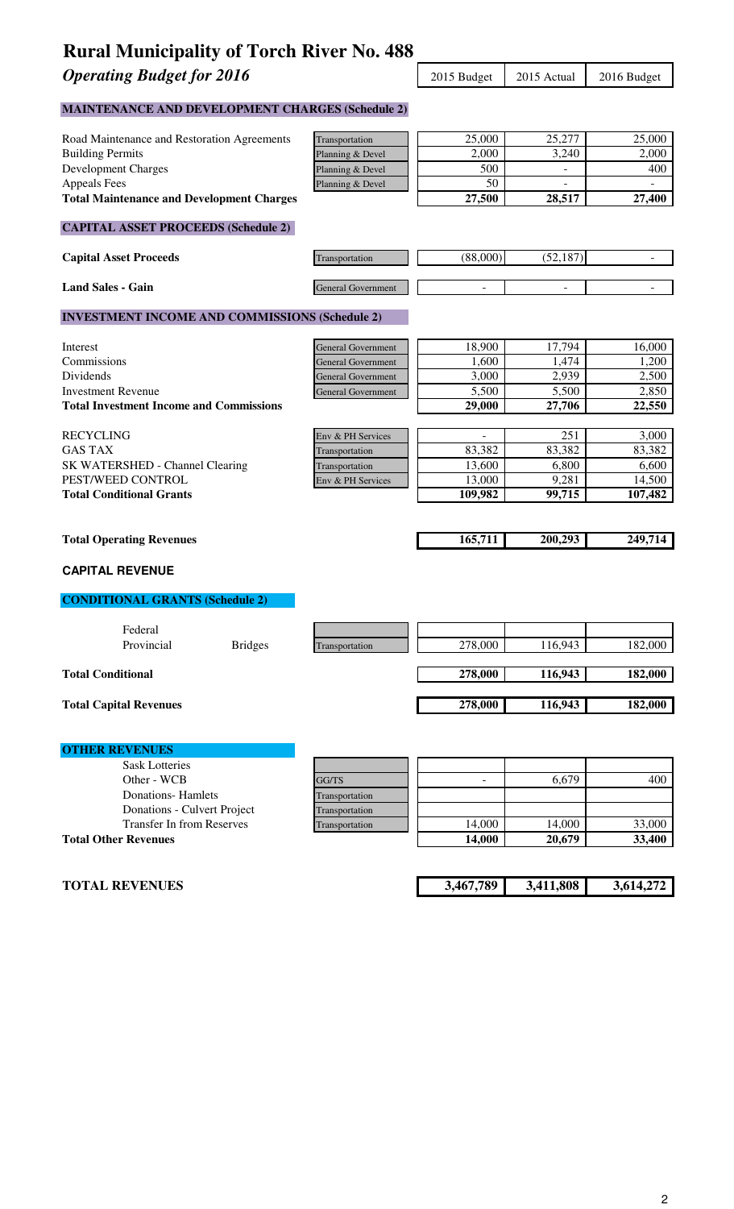# Rural Municipality of Torch River No. 488

## *Operating Budget for 2016*

| | | 2015 Budget | 2015 Actual | 2016 Budget |
|---|---|---|---|---|
| **MAINTENANCE AND DEVELOPMENT CHARGES (Schedule 2)** | | | | |
| Road Maintenance and Restoration Agreements | Transportation | 25,000 | 25,277 | 25,000 |
| Building Permits | Planning & Devel | 2,000 | 3,240 | 2,000 |
| Development Charges | Planning & Devel | 500 | - | 400 |
| Appeals Fees | Planning & Devel | 50 | - | - |
| **Total Maintenance and Development Charges** | | **27,500** | **28,517** | **27,400** |
| **CAPITAL ASSET PROCEEDS (Schedule 2)** | | | | |
| **Capital Asset Proceeds** | Transportation | (88,000) | (52,187) | - |
| **Land Sales - Gain** | General Government | - | - | - |
| **INVESTMENT INCOME AND COMMISSIONS (Schedule 2)** | | | | |
| Interest | General Government | 18,900 | 17,794 | 16,000 |
| Commissions | General Government | 1,600 | 1,474 | 1,200 |
| Dividends | General Government | 3,000 | 2,939 | 2,500 |
| Investment Revenue | General Government | 5,500 | 5,500 | 2,850 |
| **Total Investment Income and Commissions** | | **29,000** | **27,706** | **22,550** |
| RECYCLING | Env & PH Services | - | 251 | 3,000 |
| GAS TAX | Transportation | 83,382 | 83,382 | 83,382 |
| SK WATERSHED - Channel Clearing | Transportation | 13,600 | 6,800 | 6,600 |
| PEST/WEED CONTROL | Env & PH Services | 13,000 | 9,281 | 14,500 |
| **Total Conditional Grants** | | **109,982** | **99,715** | **107,482** |
| **Total Operating Revenues** | | **165,711** | **200,293** | **249,714** |

### CAPITAL REVENUE

| | | | 2015 Budget | 2015 Actual | 2016 Budget |
|---|---|---|---|---|---|
| **CONDITIONAL GRANTS (Schedule 2)** | | | | | |
| Federal | | | | | |
| Provincial | Bridges | Transportation | 278,000 | 116,943 | 182,000 |
| **Total Conditional** | | | **278,000** | **116,943** | **182,000** |
| **Total Capital Revenues** | | | **278,000** | **116,943** | **182,000** |

| | | 2015 Budget | 2015 Actual | 2016 Budget |
|---|---|---|---|---|
| **OTHER REVENUES** | | | | |
| Sask Lotteries | | | | |
| Other - WCB | GG/TS | - | 6,679 | 400 |
| Donations- Hamlets | Transportation | | | |
| Donations - Culvert Project | Transportation | | | |
| Transfer In from Reserves | Transportation | 14,000 | 14,000 | 33,000 |
| **Total Other Revenues** | | **14,000** | **20,679** | **33,400** |
| **TOTAL REVENUES** | | **3,467,789** | **3,411,808** | **3,614,272** |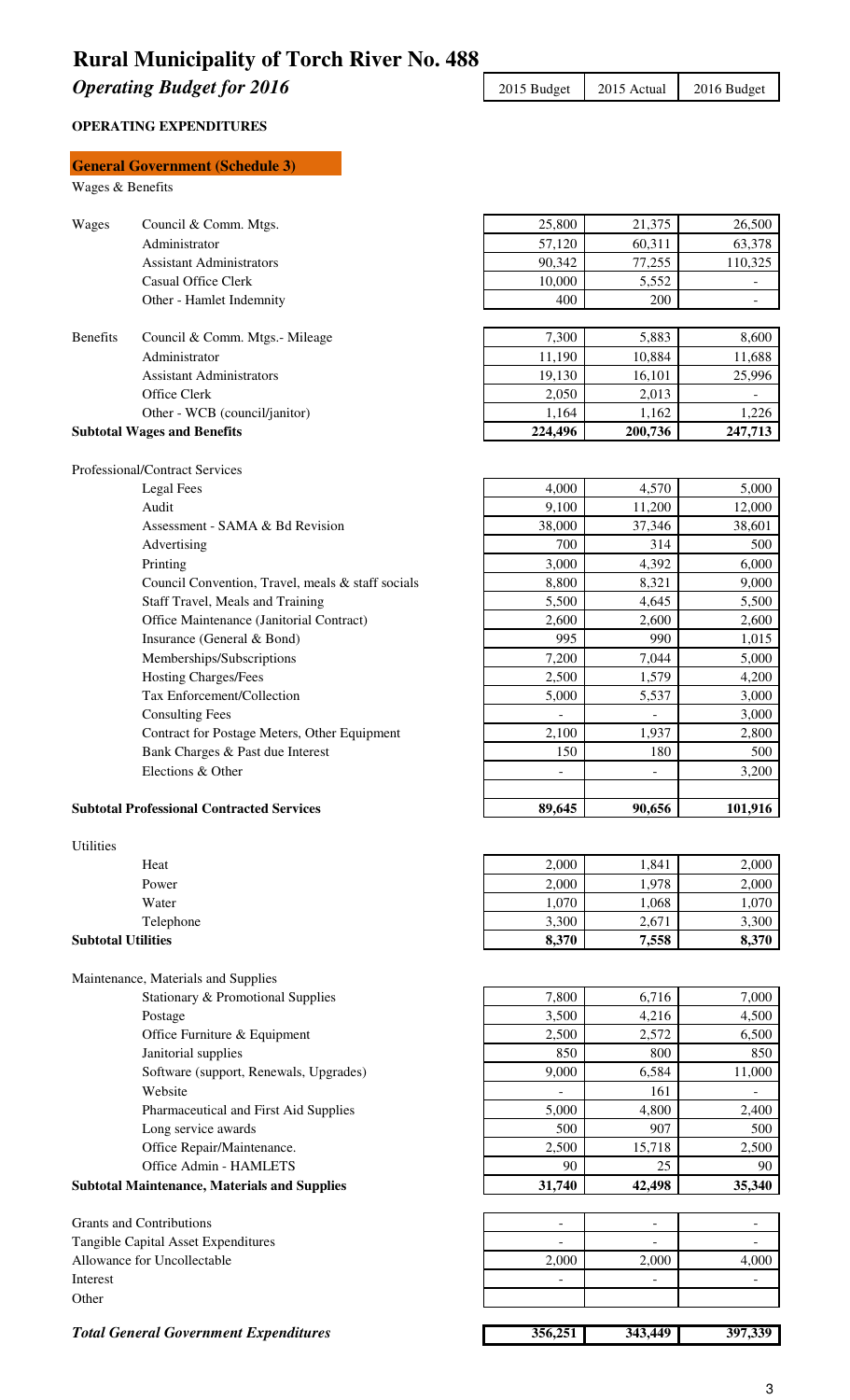# Rural Municipality of Torch River No. 488

## *Operating Budget for 2016*

**OPERATING EXPENDITURES**

### General Government (Schedule 3)

| | | 2015 Budget | 2015 Actual | 2016 Budget |
|---|---|---|---|---|
| **Wages & Benefits** | | | | |
| Wages | Council & Comm. Mtgs. | 25,800 | 21,375 | 26,500 |
| | Administrator | 57,120 | 60,311 | 63,378 |
| | Assistant Administrators | 90,342 | 77,255 | 110,325 |
| | Casual Office Clerk | 10,000 | 5,552 | - |
| | Other - Hamlet Indemnity | 400 | 200 | - |
| Benefits | Council & Comm. Mtgs.- Mileage | 7,300 | 5,883 | 8,600 |
| | Administrator | 11,190 | 10,884 | 11,688 |
| | Assistant Administrators | 19,130 | 16,101 | 25,996 |
| | Office Clerk | 2,050 | 2,013 | - |
| | Other - WCB (council/janitor) | 1,164 | 1,162 | 1,226 |
| **Subtotal Wages and Benefits** | | **224,496** | **200,736** | **247,713** |
| **Professional/Contract Services** | | | | |
| | Legal Fees | 4,000 | 4,570 | 5,000 |
| | Audit | 9,100 | 11,200 | 12,000 |
| | Assessment - SAMA & Bd Revision | 38,000 | 37,346 | 38,601 |
| | Advertising | 700 | 314 | 500 |
| | Printing | 3,000 | 4,392 | 6,000 |
| | Council Convention, Travel, meals & staff socials | 8,800 | 8,321 | 9,000 |
| | Staff Travel, Meals and Training | 5,500 | 4,645 | 5,500 |
| | Office Maintenance (Janitorial Contract) | 2,600 | 2,600 | 2,600 |
| | Insurance (General & Bond) | 995 | 990 | 1,015 |
| | Memberships/Subscriptions | 7,200 | 7,044 | 5,000 |
| | Hosting Charges/Fees | 2,500 | 1,579 | 4,200 |
| | Tax Enforcement/Collection | 5,000 | 5,537 | 3,000 |
| | Consulting Fees | - | - | 3,000 |
| | Contract for Postage Meters, Other Equipment | 2,100 | 1,937 | 2,800 |
| | Bank Charges & Past due Interest | 150 | 180 | 500 |
| | Elections & Other | - | - | 3,200 |
| **Subtotal Professional Contracted Services** | | **89,645** | **90,656** | **101,916** |
| **Utilities** | | | | |
| | Heat | 2,000 | 1,841 | 2,000 |
| | Power | 2,000 | 1,978 | 2,000 |
| | Water | 1,070 | 1,068 | 1,070 |
| | Telephone | 3,300 | 2,671 | 3,300 |
| **Subtotal Utilities** | | **8,370** | **7,558** | **8,370** |
| **Maintenance, Materials and Supplies** | | | | |
| | Stationary & Promotional Supplies | 7,800 | 6,716 | 7,000 |
| | Postage | 3,500 | 4,216 | 4,500 |
| | Office Furniture & Equipment | 2,500 | 2,572 | 6,500 |
| | Janitorial supplies | 850 | 800 | 850 |
| | Software (support, Renewals, Upgrades) | 9,000 | 6,584 | 11,000 |
| | Website | - | 161 | - |
| | Pharmaceutical and First Aid Supplies | 5,000 | 4,800 | 2,400 |
| | Long service awards | 500 | 907 | 500 |
| | Office Repair/Maintenance. | 2,500 | 15,718 | 2,500 |
| | Office Admin - HAMLETS | 90 | 25 | 90 |
| **Subtotal Maintenance, Materials and Supplies** | | **31,740** | **42,498** | **35,340** |
| Grants and Contributions | | - | - | - |
| Tangible Capital Asset Expenditures | | - | - | - |
| Allowance for Uncollectable | | 2,000 | 2,000 | 4,000 |
| Interest | | - | - | - |
| Other | | | | |
| ***Total General Government Expenditures*** | | **356,251** | **343,449** | **397,339** |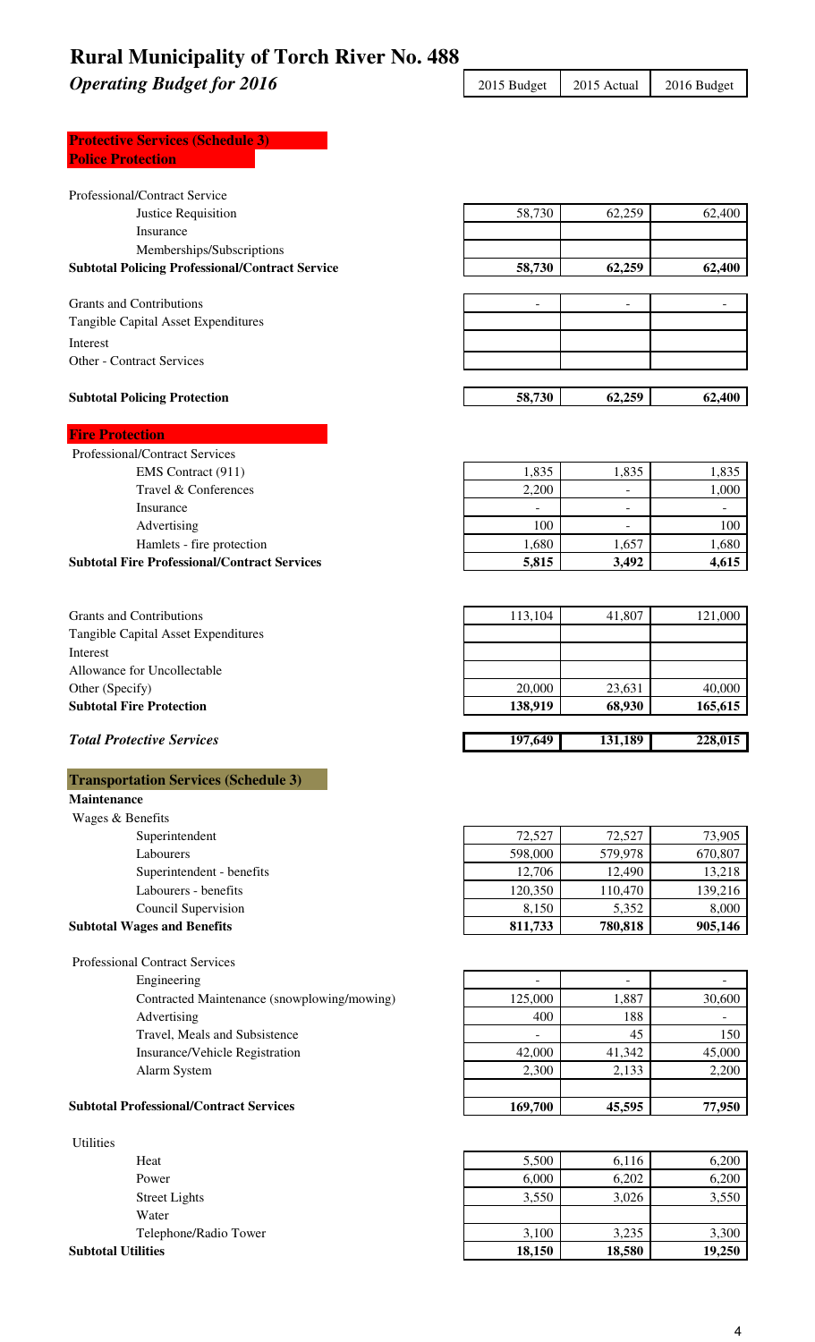# Rural Municipality of Torch River No. 488

***Operating Budget for 2016***

| | 2015 Budget | 2015 Actual | 2016 Budget |
|---|---|---|---|
| **Protective Services (Schedule 3)** | | | |
| **Police Protection** | | | |
| Professional/Contract Service | | | |
| Justice Requisition | 58,730 | 62,259 | 62,400 |
| Insurance | | | |
| Memberships/Subscriptions | | | |
| **Subtotal Policing Professional/Contract Service** | **58,730** | **62,259** | **62,400** |
| Grants and Contributions | - | - | - |
| Tangible Capital Asset Expenditures | | | |
| Interest | | | |
| Other - Contract Services | | | |
| **Subtotal Policing Protection** | **58,730** | **62,259** | **62,400** |
| **Fire Protection** | | | |
| Professional/Contract Services | | | |
| EMS Contract (911) | 1,835 | 1,835 | 1,835 |
| Travel & Conferences | 2,200 | - | 1,000 |
| Insurance | - | - | - |
| Advertising | 100 | - | 100 |
| Hamlets - fire protection | 1,680 | 1,657 | 1,680 |
| **Subtotal Fire Professional/Contract Services** | **5,815** | **3,492** | **4,615** |
| Grants and Contributions | 113,104 | 41,807 | 121,000 |
| Tangible Capital Asset Expenditures | | | |
| Interest | | | |
| Allowance for Uncollectable | | | |
| Other (Specify) | 20,000 | 23,631 | 40,000 |
| **Subtotal Fire Protection** | **138,919** | **68,930** | **165,615** |
| ***Total Protective Services*** | **197,649** | **131,189** | **228,015** |
| **Transportation Services (Schedule 3)** | | | |
| **Maintenance** | | | |
| Wages & Benefits | | | |
| Superintendent | 72,527 | 72,527 | 73,905 |
| Labourers | 598,000 | 579,978 | 670,807 |
| Superintendent - benefits | 12,706 | 12,490 | 13,218 |
| Labourers - benefits | 120,350 | 110,470 | 139,216 |
| Council Supervision | 8,150 | 5,352 | 8,000 |
| **Subtotal Wages and Benefits** | **811,733** | **780,818** | **905,146** |
| Professional Contract Services | | | |
| Engineering | - | - | - |
| Contracted Maintenance (snowplowing/mowing) | 125,000 | 1,887 | 30,600 |
| Advertising | 400 | 188 | - |
| Travel, Meals and Subsistence | - | 45 | 150 |
| Insurance/Vehicle Registration | 42,000 | 41,342 | 45,000 |
| Alarm System | 2,300 | 2,133 | 2,200 |
| **Subtotal Professional/Contract Services** | **169,700** | **45,595** | **77,950** |
| Utilities | | | |
| Heat | 5,500 | 6,116 | 6,200 |
| Power | 6,000 | 6,202 | 6,200 |
| Street Lights | 3,550 | 3,026 | 3,550 |
| Water | | | |
| Telephone/Radio Tower | 3,100 | 3,235 | 3,300 |
| **Subtotal Utilities** | **18,150** | **18,580** | **19,250** |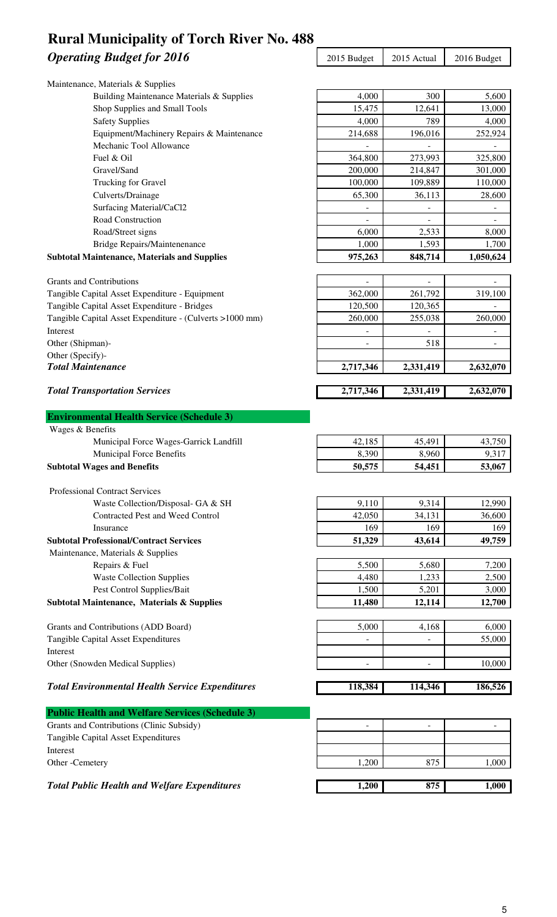# Rural Municipality of Torch River No. 488

## *Operating Budget for 2016*

| | 2015 Budget | 2015 Actual | 2016 Budget |
|---|---|---|---|
| Maintenance, Materials & Supplies | | | |
| Building Maintenance Materials & Supplies | 4,000 | 300 | 5,600 |
| Shop Supplies and Small Tools | 15,475 | 12,641 | 13,000 |
| Safety Supplies | 4,000 | 789 | 4,000 |
| Equipment/Machinery Repairs & Maintenance | 214,688 | 196,016 | 252,924 |
| Mechanic Tool Allowance | - | - | - |
| Fuel & Oil | 364,800 | 273,993 | 325,800 |
| Gravel/Sand | 200,000 | 214,847 | 301,000 |
| Trucking for Gravel | 100,000 | 109,889 | 110,000 |
| Culverts/Drainage | 65,300 | 36,113 | 28,600 |
| Surfacing Material/CaCl2 | - | - | - |
| Road Construction | - | - | - |
| Road/Street signs | 6,000 | 2,533 | 8,000 |
| Bridge Repairs/Maintenenance | 1,000 | 1,593 | 1,700 |
| **Subtotal Maintenance, Materials and Supplies** | **975,263** | **848,714** | **1,050,624** |
| Grants and Contributions | - | - | - |
| Tangible Capital Asset Expenditure - Equipment | 362,000 | 261,792 | 319,100 |
| Tangible Capital Asset Expenditure - Bridges | 120,500 | 120,365 | - |
| Tangible Capital Asset Expenditure - (Culverts >1000 mm) | 260,000 | 255,038 | 260,000 |
| Interest | - | - | - |
| Other (Shipman)- | - | 518 | - |
| Other (Specify)- | | | |
| ***Total Maintenance*** | **2,717,346** | **2,331,419** | **2,632,070** |
| ***Total Transportation Services*** | **2,717,346** | **2,331,419** | **2,632,070** |

| **Environmental Health Service (Schedule 3)** | | | |
|---|---|---|---|
| Wages & Benefits | | | |
| Municipal Force Wages-Garrick Landfill | 42,185 | 45,491 | 43,750 |
| Municipal Force Benefits | 8,390 | 8,960 | 9,317 |
| **Subtotal Wages and Benefits** | **50,575** | **54,451** | **53,067** |
| Professional Contract Services | | | |
| Waste Collection/Disposal- GA & SH | 9,110 | 9,314 | 12,990 |
| Contracted Pest and Weed Control | 42,050 | 34,131 | 36,600 |
| Insurance | 169 | 169 | 169 |
| **Subtotal Professional/Contract Services** | **51,329** | **43,614** | **49,759** |
| Maintenance, Materials & Supplies | | | |
| Repairs & Fuel | 5,500 | 5,680 | 7,200 |
| Waste Collection Supplies | 4,480 | 1,233 | 2,500 |
| Pest Control Supplies/Bait | 1,500 | 5,201 | 3,000 |
| **Subtotal Maintenance, Materials & Supplies** | **11,480** | **12,114** | **12,700** |
| Grants and Contributions (ADD Board) | 5,000 | 4,168 | 6,000 |
| Tangible Capital Asset Expenditures | - | - | 55,000 |
| Interest | | | |
| Other (Snowden Medical Supplies) | - | - | 10,000 |
| ***Total Environmental Health Service Expenditures*** | **118,384** | **114,346** | **186,526** |

| **Public Health and Welfare Services (Schedule 3)** | | | |
|---|---|---|---|
| Grants and Contributions (Clinic Subsidy) | - | - | - |
| Tangible Capital Asset Expenditures | | | |
| Interest | | | |
| Other -Cemetery | 1,200 | 875 | 1,000 |
| ***Total Public Health and Welfare Expenditures*** | **1,200** | **875** | **1,000** |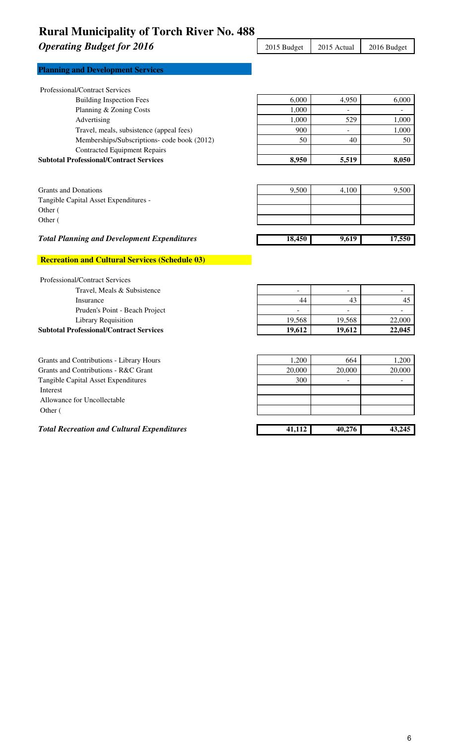# Rural Municipality of Torch River No. 488

## *Operating Budget for 2016*

### Planning and Development Services

| | 2015 Budget | 2015 Actual | 2016 Budget |
|---|---|---|---|
| Professional/Contract Services | | | |
| Building Inspection Fees | 6,000 | 4,950 | 6,000 |
| Planning & Zoning Costs | 1,000 | - | - |
| Advertising | 1,000 | 529 | 1,000 |
| Travel, meals, subsistence (appeal fees) | 900 | - | 1,000 |
| Memberships/Subscriptions- code book (2012) | 50 | 40 | 50 |
| Contracted Equipment Repairs | | | |
| **Subtotal Professional/Contract Services** | **8,950** | **5,519** | **8,050** |
| Grants and Donations | 9,500 | 4,100 | 9,500 |
| Tangible Capital Asset Expenditures - | | | |
| Other ( | | | |
| Other ( | | | |
| ***Total Planning and Development Expenditures*** | **18,450** | **9,619** | **17,550** |

### Recreation and Cultural Services (Schedule 03)

| | 2015 Budget | 2015 Actual | 2016 Budget |
|---|---|---|---|
| Professional/Contract Services | | | |
| Travel, Meals & Subsistence | - | - | - |
| Insurance | 44 | 43 | 45 |
| Pruden's Point - Beach Project | - | - | - |
| Library Requisition | 19,568 | 19,568 | 22,000 |
| **Subtotal Professional/Contract Services** | **19,612** | **19,612** | **22,045** |
| Grants and Contributions - Library Hours | 1,200 | 664 | 1,200 |
| Grants and Contributions - R&C Grant | 20,000 | 20,000 | 20,000 |
| Tangible Capital Asset Expenditures | 300 | - | - |
| Interest | | | |
| Allowance for Uncollectable | | | |
| Other ( | | | |
| ***Total Recreation and Cultural Expenditures*** | **41,112** | **40,276** | **43,245** |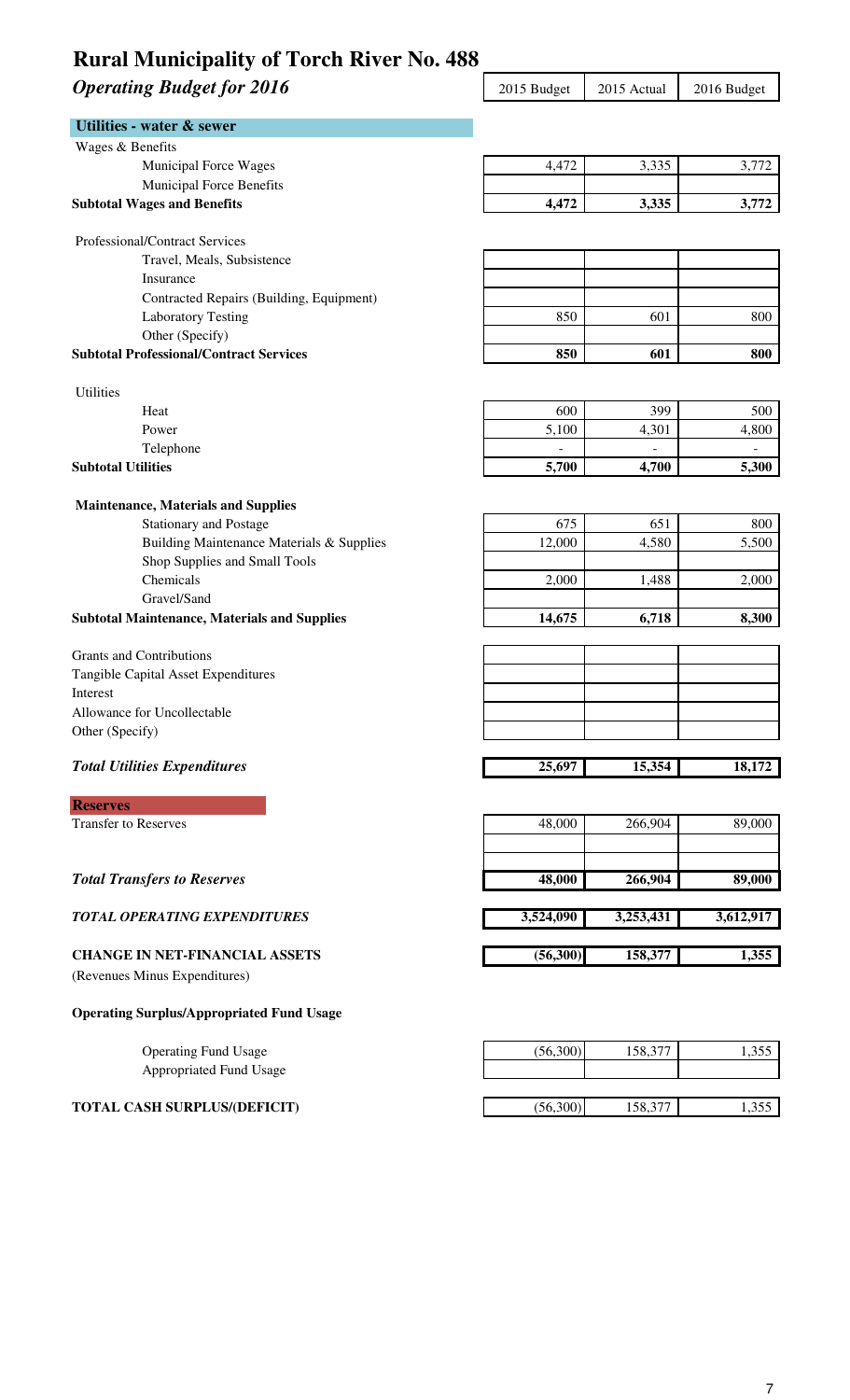# Rural Municipality of Torch River No. 488

## *Operating Budget for 2016*

| | 2015 Budget | 2015 Actual | 2016 Budget |
|---|---|---|---|
| **Utilities - water & sewer** | | | |
| Wages & Benefits | | | |
| Municipal Force Wages | 4,472 | 3,335 | 3,772 |
| Municipal Force Benefits | | | |
| **Subtotal Wages and Benefits** | **4,472** | **3,335** | **3,772** |
| Professional/Contract Services | | | |
| Travel, Meals, Subsistence | | | |
| Insurance | | | |
| Contracted Repairs (Building, Equipment) | | | |
| Laboratory Testing | 850 | 601 | 800 |
| Other (Specify) | | | |
| **Subtotal Professional/Contract Services** | **850** | **601** | **800** |
| Utilities | | | |
| Heat | 600 | 399 | 500 |
| Power | 5,100 | 4,301 | 4,800 |
| Telephone | - | - | - |
| **Subtotal Utilities** | **5,700** | **4,700** | **5,300** |
| **Maintenance, Materials and Supplies** | | | |
| Stationary and Postage | 675 | 651 | 800 |
| Building Maintenance Materials & Supplies | 12,000 | 4,580 | 5,500 |
| Shop Supplies and Small Tools | | | |
| Chemicals | 2,000 | 1,488 | 2,000 |
| Gravel/Sand | | | |
| **Subtotal Maintenance, Materials and Supplies** | **14,675** | **6,718** | **8,300** |
| Grants and Contributions | | | |
| Tangible Capital Asset Expenditures | | | |
| Interest | | | |
| Allowance for Uncollectable | | | |
| Other (Specify) | | | |
| ***Total Utilities Expenditures*** | **25,697** | **15,354** | **18,172** |
| **Reserves** | | | |
| Transfer to Reserves | 48,000 | 266,904 | 89,000 |
| ***Total Transfers to Reserves*** | **48,000** | **266,904** | **89,000** |
| ***TOTAL OPERATING EXPENDITURES*** | **3,524,090** | **3,253,431** | **3,612,917** |
| **CHANGE IN NET-FINANCIAL ASSETS** (Revenues Minus Expenditures) | **(56,300)** | **158,377** | **1,355** |
| **Operating Surplus/Appropriated Fund Usage** | | | |
| Operating Fund Usage | (56,300) | 158,377 | 1,355 |
| Appropriated Fund Usage | | | |
| **TOTAL CASH SURPLUS/(DEFICIT)** | (56,300) | 158,377 | 1,355 |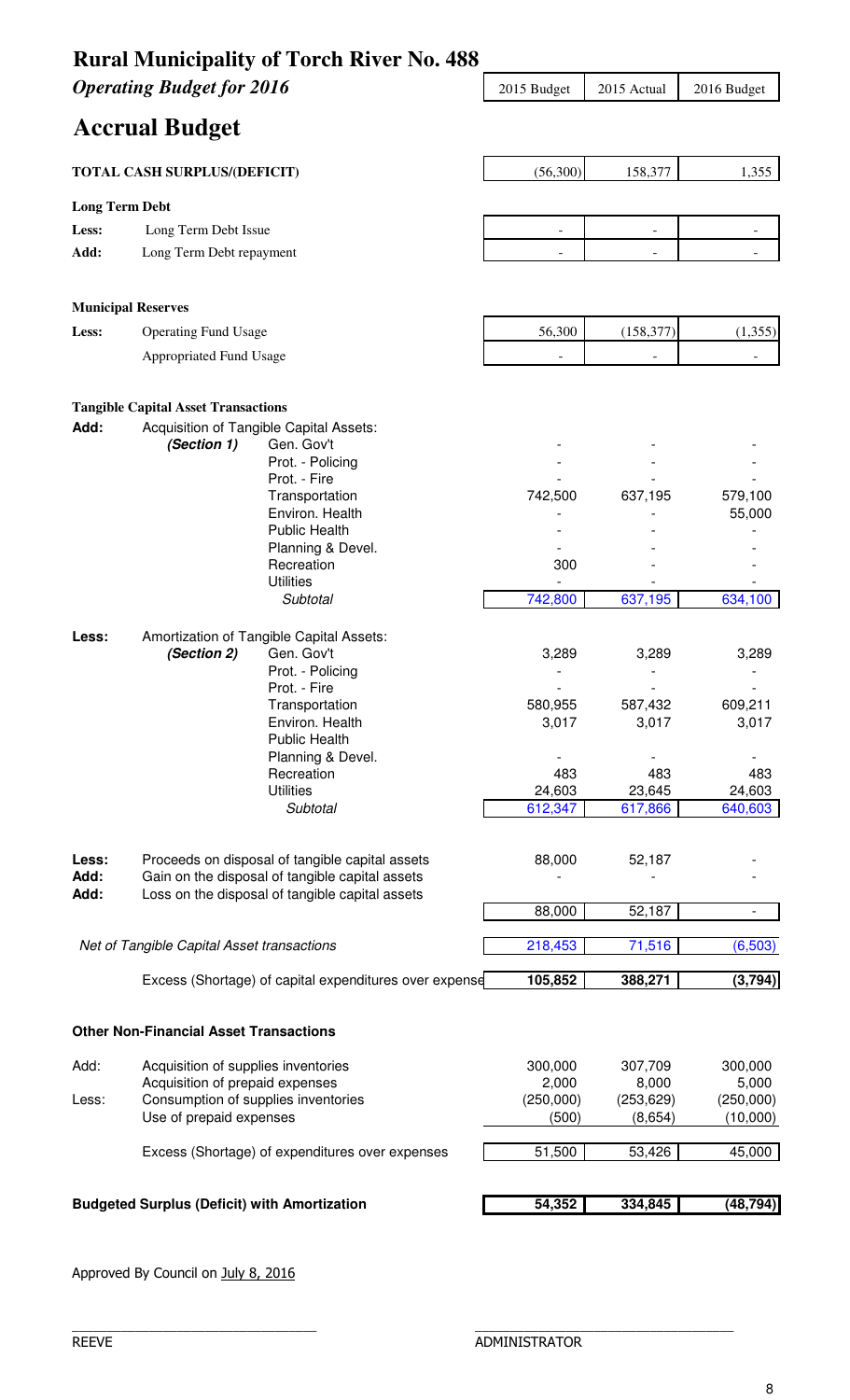# Rural Municipality of Torch River No. 488

***Operating Budget for 2016***

## Accrual Budget

| | | | 2015 Budget | 2015 Actual | 2016 Budget |
|---|---|---|---|---|---|
| **TOTAL CASH SURPLUS/(DEFICIT)** | | | (56,300) | 158,377 | 1,355 |
| **Long Term Debt** | | | | | |
| **Less:** | Long Term Debt Issue | | - | - | - |
| **Add:** | Long Term Debt repayment | | - | - | - |
| **Municipal Reserves** | | | | | |
| **Less:** | Operating Fund Usage | | 56,300 | (158,377) | (1,355) |
| | Appropriated Fund Usage | | - | - | - |
| **Tangible Capital Asset Transactions** | | | | | |
| **Add:** | Acquisition of Tangible Capital Assets: | | | | |
| | ***(Section 1)*** | Gen. Gov't | - | - | - |
| | | Prot. - Policing | - | - | - |
| | | Prot. - Fire | - | - | - |
| | | Transportation | 742,500 | 637,195 | 579,100 |
| | | Environ. Health | - | - | 55,000 |
| | | Public Health | - | - | - |
| | | Planning & Devel. | - | - | - |
| | | Recreation | 300 | - | - |
| | | Utilities | - | - | - |
| | | *Subtotal* | 742,800 | 637,195 | 634,100 |
| **Less:** | Amortization of Tangible Capital Assets: | | | | |
| | ***(Section 2)*** | Gen. Gov't | 3,289 | 3,289 | 3,289 |
| | | Prot. - Policing | - | - | - |
| | | Prot. - Fire | - | - | - |
| | | Transportation | 580,955 | 587,432 | 609,211 |
| | | Environ. Health | 3,017 | 3,017 | 3,017 |
| | | Public Health | | | |
| | | Planning & Devel. | - | - | - |
| | | Recreation | 483 | 483 | 483 |
| | | Utilities | 24,603 | 23,645 | 24,603 |
| | | *Subtotal* | 612,347 | 617,866 | 640,603 |
| **Less:** | Proceeds on disposal of tangible capital assets | | 88,000 | 52,187 | - |
| **Add:** | Gain on the disposal of tangible capital assets | | - | - | - |
| **Add:** | Loss on the disposal of tangible capital assets | | | | |
| | | | 88,000 | 52,187 | - |
| *Net of Tangible Capital Asset transactions* | | | 218,453 | 71,516 | (6,503) |
| | Excess (Shortage) of capital expenditures over expense | | **105,852** | **388,271** | **(3,794)** |
| **Other Non-Financial Asset Transactions** | | | | | |
| Add: | Acquisition of supplies inventories | | 300,000 | 307,709 | 300,000 |
| | Acquisition of prepaid expenses | | 2,000 | 8,000 | 5,000 |
| Less: | Consumption of supplies inventories | | (250,000) | (253,629) | (250,000) |
| | Use of prepaid expenses | | (500) | (8,654) | (10,000) |
| | Excess (Shortage) of expenditures over expenses | | 51,500 | 53,426 | 45,000 |
| **Budgeted Surplus (Deficit) with Amortization** | | | **54,352** | **334,845** | **(48,794)** |

Approved By Council on July 8, 2016

REEVE

ADMINISTRATOR